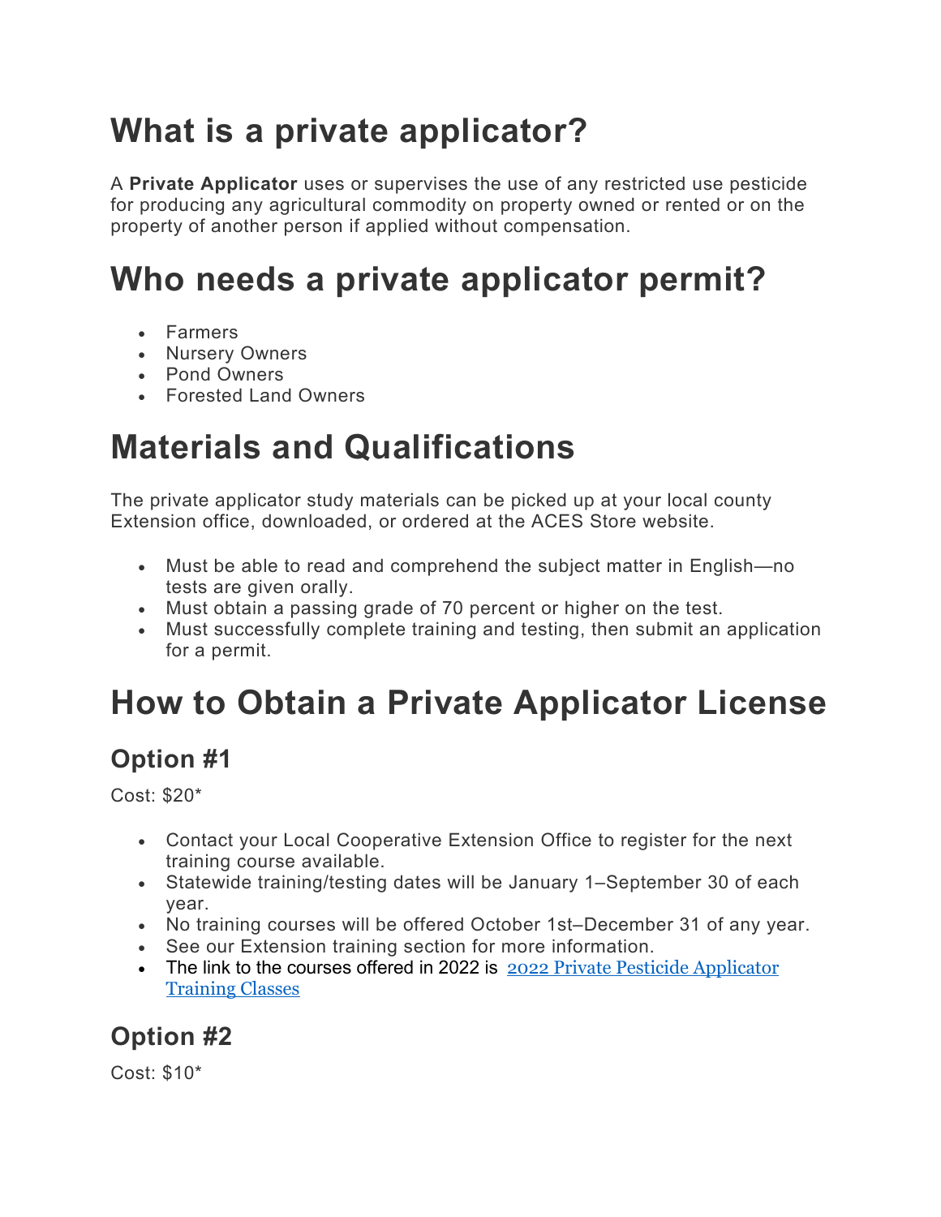# What is a private applicator?

A **Private Applicator** uses or supervises the use of any restricted use pesticide for producing any agricultural commodity on property owned or rented or on the property of another person if applied without compensation.

# Who needs a private applicator permit?

- Farmers
- Nursery Owners
- Pond Owners
- Forested Land Owners

# Materials and Qualifications

The private applicator study materials can be picked up at your local county Extension office, downloaded, or ordered at the ACES Store website.

- Must be able to read and comprehend the subject matter in English—no tests are given orally.
- Must obtain a passing grade of 70 percent or higher on the test.
- Must successfully complete training and testing, then submit an application for a permit.

# How to Obtain a Private Applicator License

## Option #1

Cost: $20*

- Contact your Local Cooperative Extension Office to register for the next training course available.
- Statewide training/testing dates will be January 1–September 30 of each year.
- No training courses will be offered October 1st–December 31 of any year.
- See our Extension training section for more information.
- The link to the courses offered in 2022 is [2022 Private Pesticide Applicator Training Classes]

## Option #2

Cost: $10*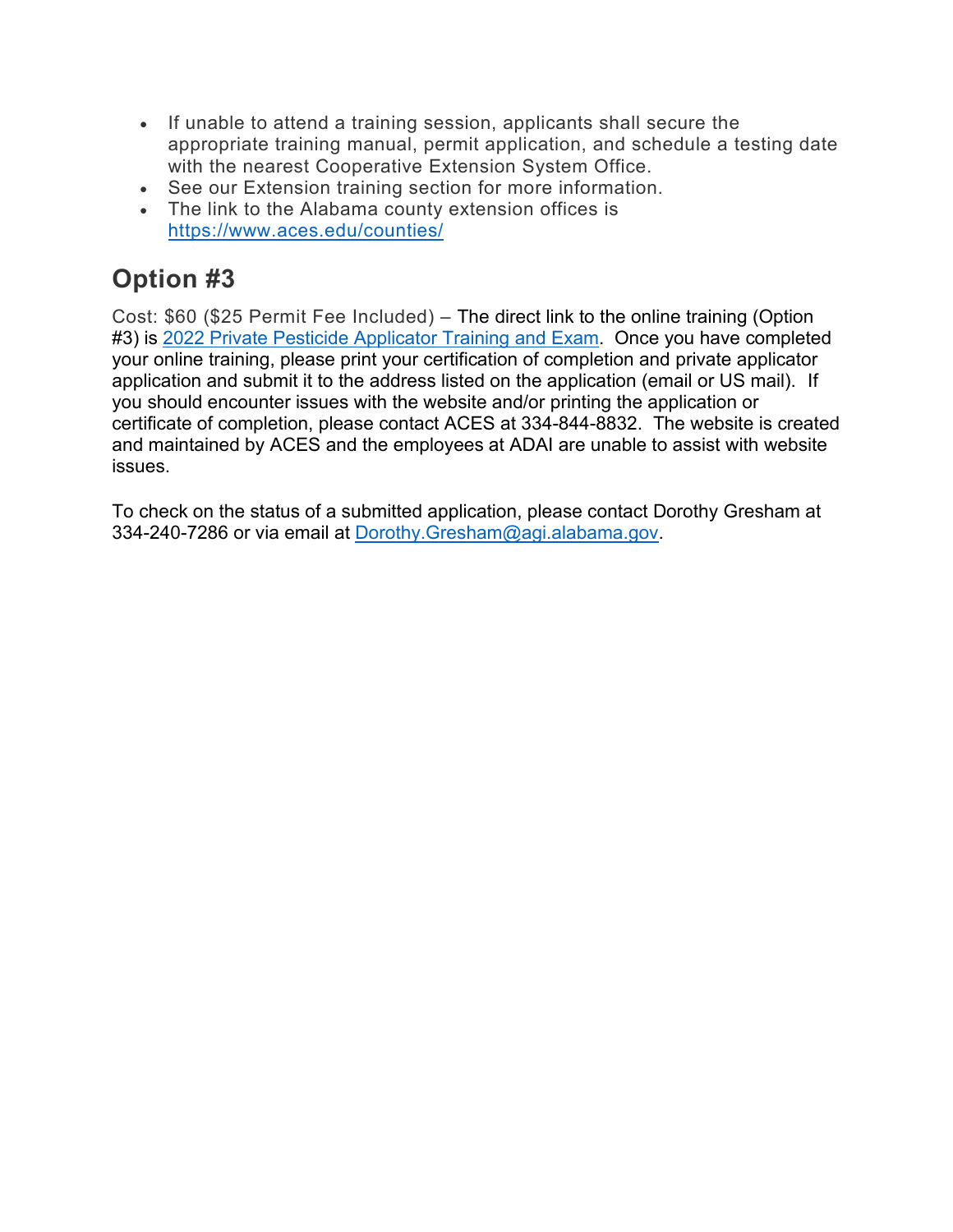- If unable to attend a training session, applicants shall secure the appropriate training manual, permit application, and schedule a testing date with the nearest Cooperative Extension System Office.
- See our Extension training section for more information.
- The link to the Alabama county extension offices is https://www.aces.edu/counties/

## Option #3

Cost: $60 ($25 Permit Fee Included) – The direct link to the online training (Option #3) is 2022 Private Pesticide Applicator Training and Exam. Once you have completed your online training, please print your certification of completion and private applicator application and submit it to the address listed on the application (email or US mail). If you should encounter issues with the website and/or printing the application or certificate of completion, please contact ACES at 334-844-8832. The website is created and maintained by ACES and the employees at ADAI are unable to assist with website issues.

To check on the status of a submitted application, please contact Dorothy Gresham at 334-240-7286 or via email at Dorothy.Gresham@agi.alabama.gov.